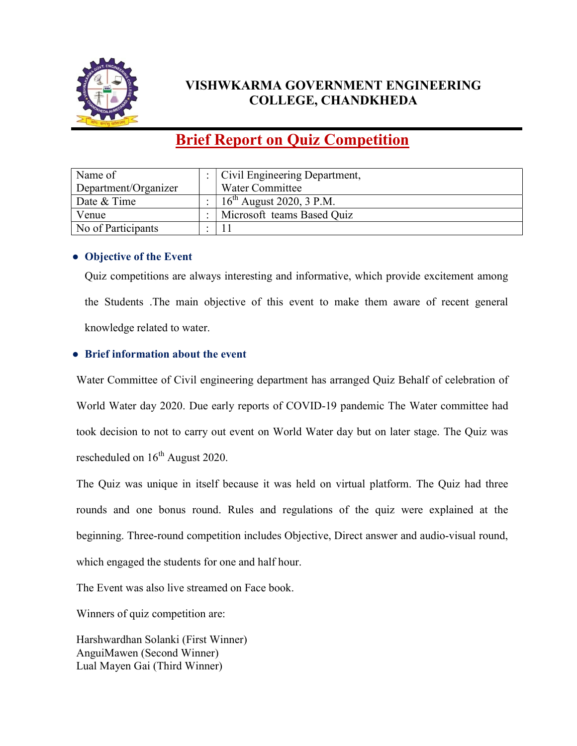# VISHWKARMA GOVERNMENT ENGINEERING COLLEGE, CHANDKHEDA

## Brief Report on Quiz Competition

| | | |
|---|---|---|
| Name of Department/Organizer | : | Civil Engineering Department, Water Committee |
| Date & Time | : | 16th August 2020, 3 P.M. |
| Venue | : | Microsoft teams Based Quiz |
| No of Participants | : | 11 |

- **Objective of the Event**

  Quiz competitions are always interesting and informative, which provide excitement among the Students .The main objective of this event to make them aware of recent general knowledge related to water.

- **Brief information about the event**

Water Committee of Civil engineering department has arranged Quiz Behalf of celebration of World Water day 2020. Due early reports of COVID-19 pandemic The Water committee had took decision to not to carry out event on World Water day but on later stage. The Quiz was rescheduled on 16th August 2020.

The Quiz was unique in itself because it was held on virtual platform. The Quiz had three rounds and one bonus round. Rules and regulations of the quiz were explained at the beginning. Three-round competition includes Objective, Direct answer and audio-visual round, which engaged the students for one and half hour.

The Event was also live streamed on Face book.

Winners of quiz competition are:

Harshwardhan Solanki (First Winner)
AnguiMawen (Second Winner)
Lual Mayen Gai (Third Winner)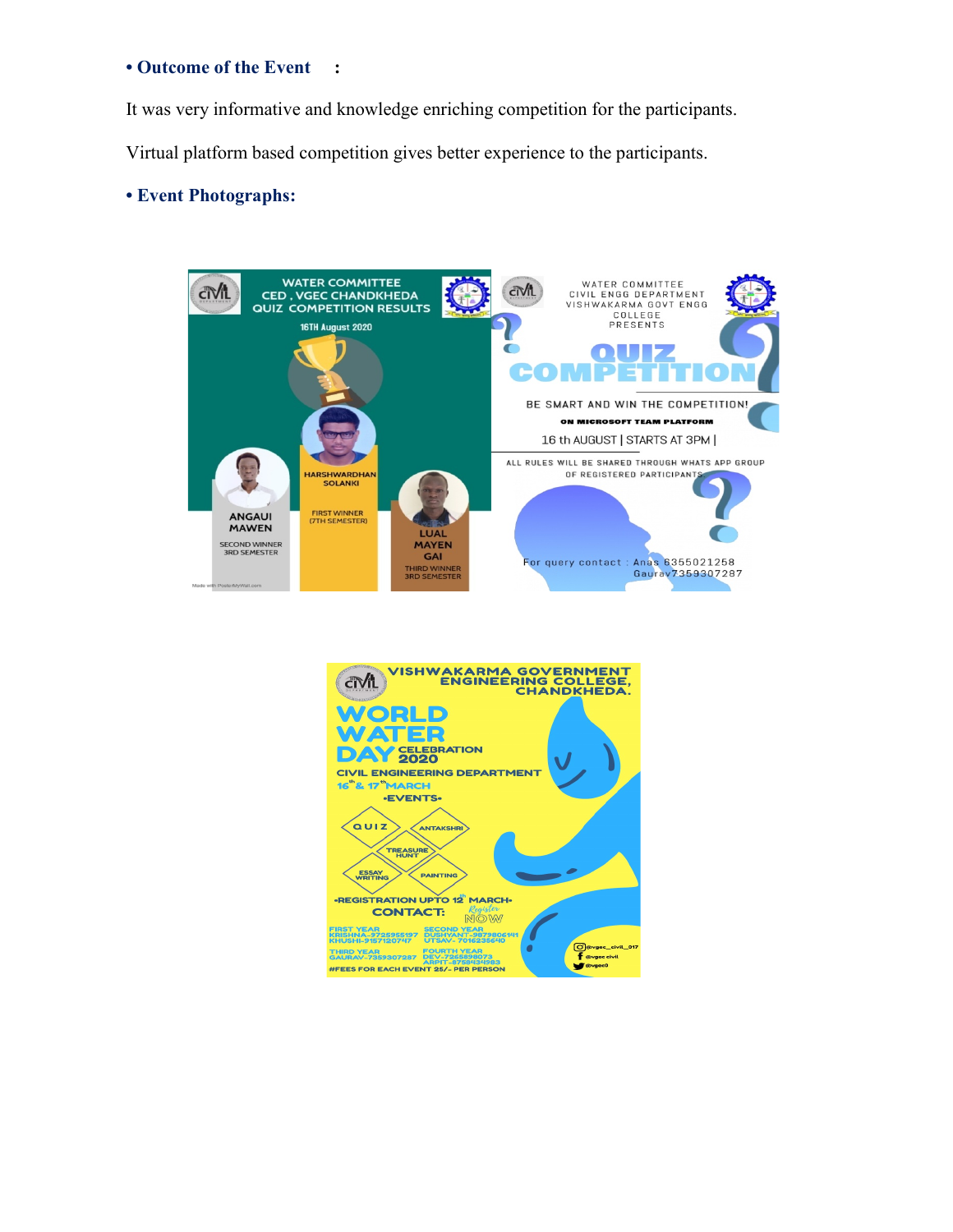• **Outcome of the Event** :

It was very informative and knowledge enriching competition for the participants.

Virtual platform based competition gives better experience to the participants.

• **Event Photographs:**